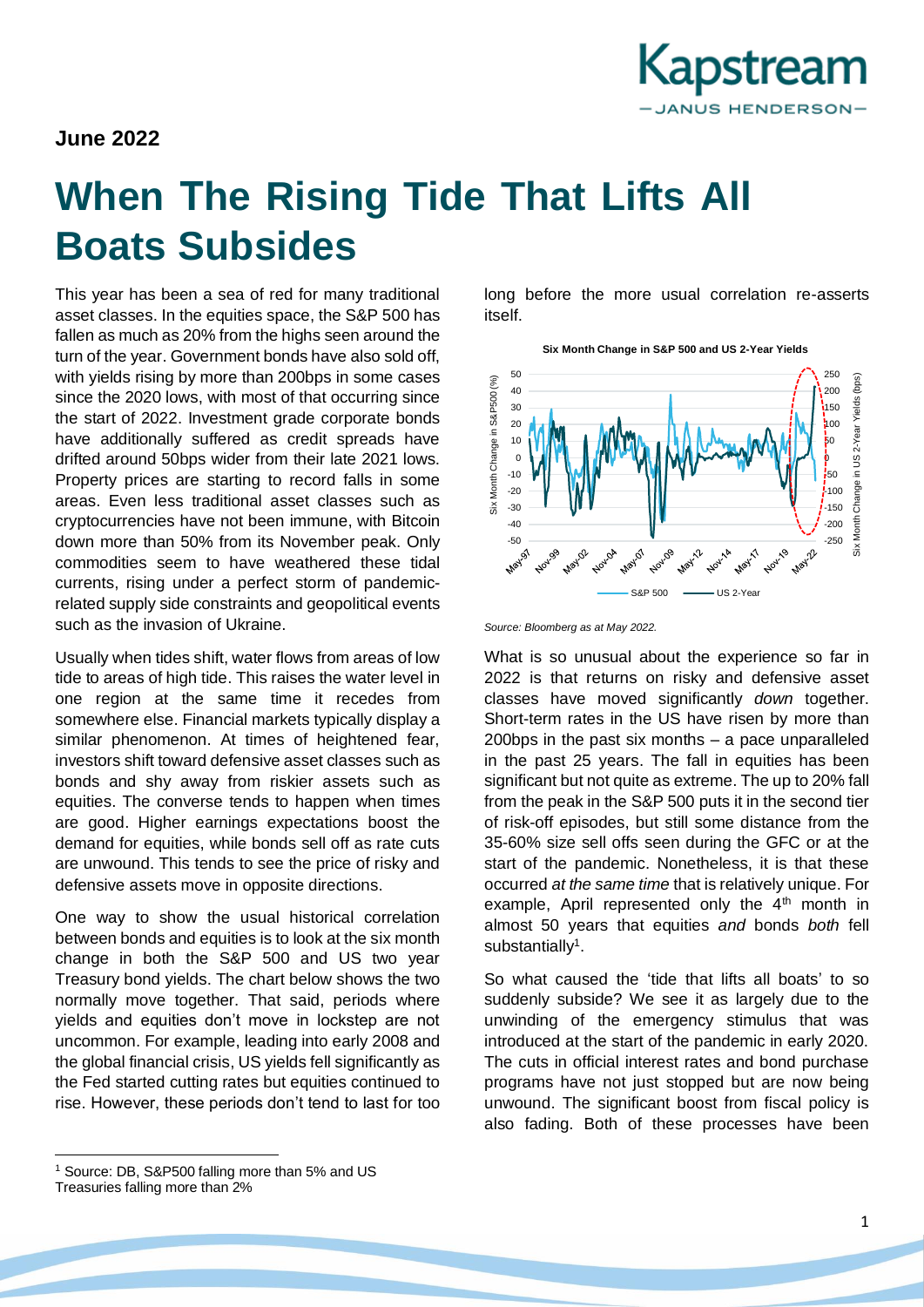**June 2022**

# When The Rising Tide That Lifts All Boats Subsides

This year has been a sea of red for many traditional asset classes. In the equities space, the S&P 500 has fallen as much as 20% from the highs seen around the turn of the year. Government bonds have also sold off, with yields rising by more than 200bps in some cases since the 2020 lows, with most of that occurring since the start of 2022. Investment grade corporate bonds have additionally suffered as credit spreads have drifted around 50bps wider from their late 2021 lows. Property prices are starting to record falls in some areas. Even less traditional asset classes such as cryptocurrencies have not been immune, with Bitcoin down more than 50% from its November peak. Only commodities seem to have weathered these tidal currents, rising under a perfect storm of pandemic-related supply side constraints and geopolitical events such as the invasion of Ukraine.

Usually when tides shift, water flows from areas of low tide to areas of high tide. This raises the water level in one region at the same time it recedes from somewhere else. Financial markets typically display a similar phenomenon. At times of heightened fear, investors shift toward defensive asset classes such as bonds and shy away from riskier assets such as equities. The converse tends to happen when times are good. Higher earnings expectations boost the demand for equities, while bonds sell off as rate cuts are unwound. This tends to see the price of risky and defensive assets move in opposite directions.

One way to show the usual historical correlation between bonds and equities is to look at the six month change in both the S&P 500 and US two year Treasury bond yields. The chart below shows the two normally move together. That said, periods where yields and equities don't move in lockstep are not uncommon. For example, leading into early 2008 and the global financial crisis, US yields fell significantly as the Fed started cutting rates but equities continued to rise. However, these periods don't tend to last for too long before the more usual correlation re-asserts itself.

**Six Month Change in S&P 500 and US 2-Year Yields**

*Source: Bloomberg as at May 2022.*

What is so unusual about the experience so far in 2022 is that returns on risky and defensive asset classes have moved significantly *down* together. Short-term rates in the US have risen by more than 200bps in the past six months – a pace unparalleled in the past 25 years. The fall in equities has been significant but not quite as extreme. The up to 20% fall from the peak in the S&P 500 puts it in the second tier of risk-off episodes, but still some distance from the 35-60% size sell offs seen during the GFC or at the start of the pandemic. Nonetheless, it is that these occurred *at the same time* that is relatively unique. For example, April represented only the 4th month in almost 50 years that equities *and* bonds *both* fell substantially[1].

So what caused the 'tide that lifts all boats' to so suddenly subside? We see it as largely due to the unwinding of the emergency stimulus that was introduced at the start of the pandemic in early 2020. The cuts in official interest rates and bond purchase programs have not just stopped but are now being unwound. The significant boost from fiscal policy is also fading. Both of these processes have been

[1] Source: DB, S&P500 falling more than 5% and US Treasuries falling more than 2%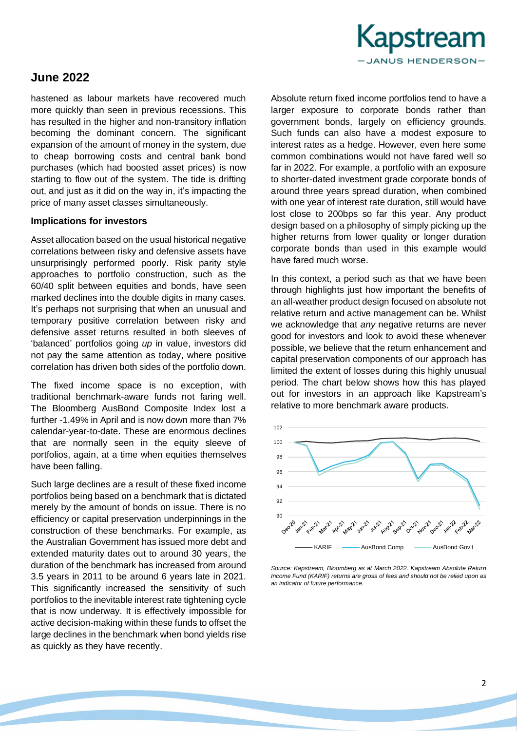## June 2022

hastened as labour markets have recovered much more quickly than seen in previous recessions. This has resulted in the higher and non-transitory inflation becoming the dominant concern. The significant expansion of the amount of money in the system, due to cheap borrowing costs and central bank bond purchases (which had boosted asset prices) is now starting to flow out of the system. The tide is drifting out, and just as it did on the way in, it's impacting the price of many asset classes simultaneously.

**Implications for investors**

Asset allocation based on the usual historical negative correlations between risky and defensive assets have unsurprisingly performed poorly. Risk parity style approaches to portfolio construction, such as the 60/40 split between equities and bonds, have seen marked declines into the double digits in many cases. It's perhaps not surprising that when an unusual and temporary positive correlation between risky and defensive asset returns resulted in both sleeves of 'balanced' portfolios going *up* in value, investors did not pay the same attention as today, where positive correlation has driven both sides of the portfolio down.

The fixed income space is no exception, with traditional benchmark-aware funds not faring well. The Bloomberg AusBond Composite Index lost a further -1.49% in April and is now down more than 7% calendar-year-to-date. These are enormous declines that are normally seen in the equity sleeve of portfolios, again, at a time when equities themselves have been falling.

Such large declines are a result of these fixed income portfolios being based on a benchmark that is dictated merely by the amount of bonds on issue. There is no efficiency or capital preservation underpinnings in the construction of these benchmarks. For example, as the Australian Government has issued more debt and extended maturity dates out to around 30 years, the duration of the benchmark has increased from around 3.5 years in 2011 to be around 6 years late in 2021. This significantly increased the sensitivity of such portfolios to the inevitable interest rate tightening cycle that is now underway. It is effectively impossible for active decision-making within these funds to offset the large declines in the benchmark when bond yields rise as quickly as they have recently.

Absolute return fixed income portfolios tend to have a larger exposure to corporate bonds rather than government bonds, largely on efficiency grounds. Such funds can also have a modest exposure to interest rates as a hedge. However, even here some common combinations would not have fared well so far in 2022. For example, a portfolio with an exposure to shorter-dated investment grade corporate bonds of around three years spread duration, when combined with one year of interest rate duration, still would have lost close to 200bps so far this year. Any product design based on a philosophy of simply picking up the higher returns from lower quality or longer duration corporate bonds than used in this example would have fared much worse.

In this context, a period such as that we have been through highlights just how important the benefits of an all-weather product design focused on absolute not relative return and active management can be. Whilst we acknowledge that *any* negative returns are never good for investors and look to avoid these whenever possible, we believe that the return enhancement and capital preservation components of our approach has limited the extent of losses during this highly unusual period. The chart below shows how this has played out for investors in an approach like Kapstream's relative to more benchmark aware products.

*Source: Kapstream, Bloomberg as at March 2022. Kapstream Absolute Return Income Fund (KARIF) returns are gross of fees and should not be relied upon as an indicator of future performance.*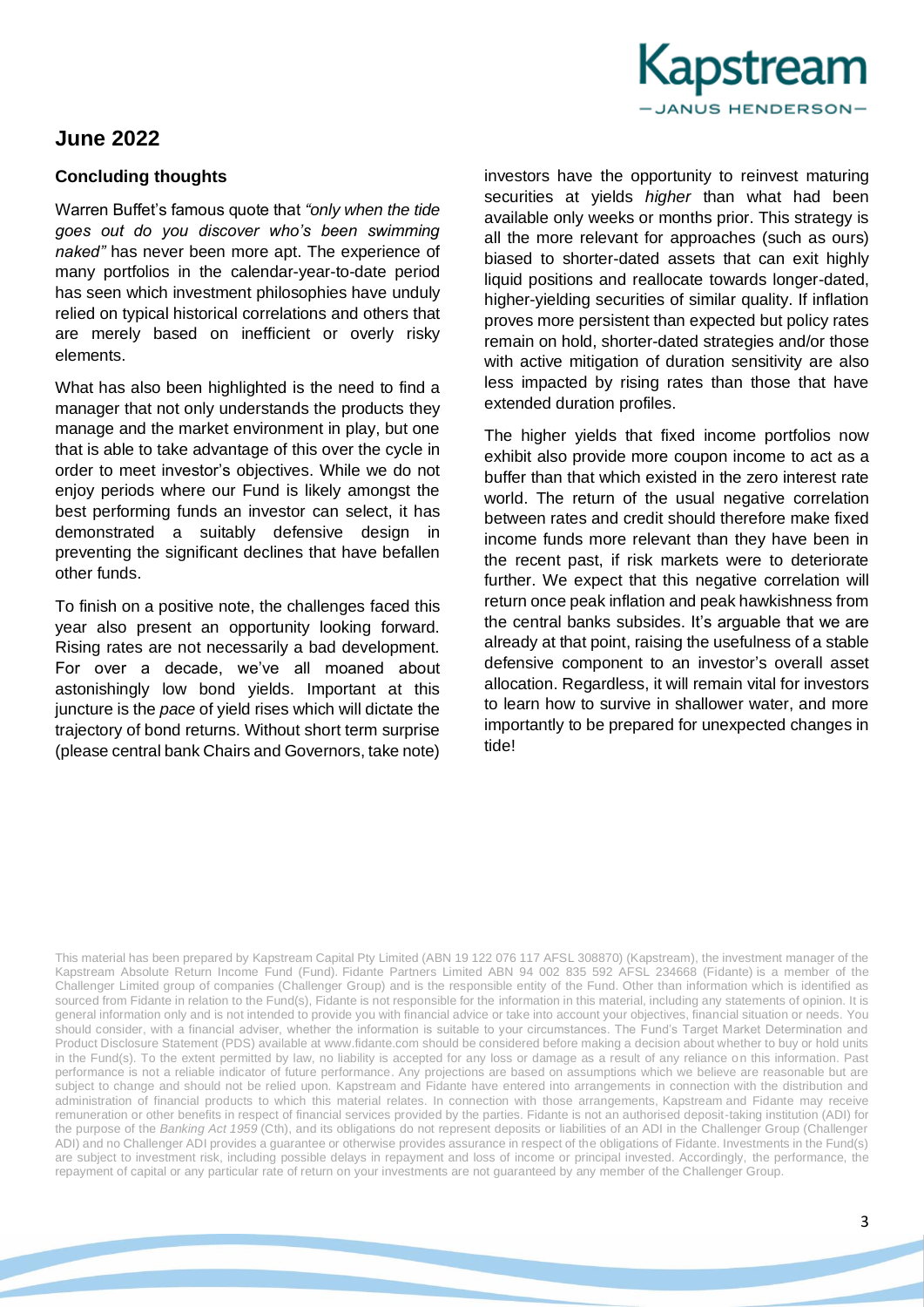## June 2022

### Concluding thoughts

Warren Buffet's famous quote that *"only when the tide goes out do you discover who's been swimming naked"* has never been more apt. The experience of many portfolios in the calendar-year-to-date period has seen which investment philosophies have unduly relied on typical historical correlations and others that are merely based on inefficient or overly risky elements.

What has also been highlighted is the need to find a manager that not only understands the products they manage and the market environment in play, but one that is able to take advantage of this over the cycle in order to meet investor's objectives. While we do not enjoy periods where our Fund is likely amongst the best performing funds an investor can select, it has demonstrated a suitably defensive design in preventing the significant declines that have befallen other funds.

To finish on a positive note, the challenges faced this year also present an opportunity looking forward. Rising rates are not necessarily a bad development. For over a decade, we've all moaned about astonishingly low bond yields. Important at this juncture is the *pace* of yield rises which will dictate the trajectory of bond returns. Without short term surprise (please central bank Chairs and Governors, take note) investors have the opportunity to reinvest maturing securities at yields *higher* than what had been available only weeks or months prior. This strategy is all the more relevant for approaches (such as ours) biased to shorter-dated assets that can exit highly liquid positions and reallocate towards longer-dated, higher-yielding securities of similar quality. If inflation proves more persistent than expected but policy rates remain on hold, shorter-dated strategies and/or those with active mitigation of duration sensitivity are also less impacted by rising rates than those that have extended duration profiles.

The higher yields that fixed income portfolios now exhibit also provide more coupon income to act as a buffer than that which existed in the zero interest rate world. The return of the usual negative correlation between rates and credit should therefore make fixed income funds more relevant than they have been in the recent past, if risk markets were to deteriorate further. We expect that this negative correlation will return once peak inflation and peak hawkishness from the central banks subsides. It's arguable that we are already at that point, raising the usefulness of a stable defensive component to an investor's overall asset allocation. Regardless, it will remain vital for investors to learn how to survive in shallower water, and more importantly to be prepared for unexpected changes in tide!

This material has been prepared by Kapstream Capital Pty Limited (ABN 19 122 076 117 AFSL 308870) (Kapstream), the investment manager of the Kapstream Absolute Return Income Fund (Fund). Fidante Partners Limited ABN 94 002 835 592 AFSL 234668 (Fidante) is a member of the Challenger Limited group of companies (Challenger Group) and is the responsible entity of the Fund. Other than information which is identified as sourced from Fidante in relation to the Fund(s), Fidante is not responsible for the information in this material, including any statements of opinion. It is general information only and is not intended to provide you with financial advice or take into account your objectives, financial situation or needs. You should consider, with a financial adviser, whether the information is suitable to your circumstances. The Fund's Target Market Determination and Product Disclosure Statement (PDS) available at www.fidante.com should be considered before making a decision about whether to buy or hold units in the Fund(s). To the extent permitted by law, no liability is accepted for any loss or damage as a result of any reliance on this information. Past performance is not a reliable indicator of future performance. Any projections are based on assumptions which we believe are reasonable but are subject to change and should not be relied upon. Kapstream and Fidante have entered into arrangements in connection with the distribution and administration of financial products to which this material relates. In connection with those arrangements, Kapstream and Fidante may receive remuneration or other benefits in respect of financial services provided by the parties. Fidante is not an authorised deposit-taking institution (ADI) for the purpose of the *Banking Act 1959* (Cth), and its obligations do not represent deposits or liabilities of an ADI in the Challenger Group (Challenger ADI) and no Challenger ADI provides a guarantee or otherwise provides assurance in respect of the obligations of Fidante. Investments in the Fund(s) are subject to investment risk, including possible delays in repayment and loss of income or principal invested. Accordingly, the performance, the repayment of capital or any particular rate of return on your investments are not guaranteed by any member of the Challenger Group.